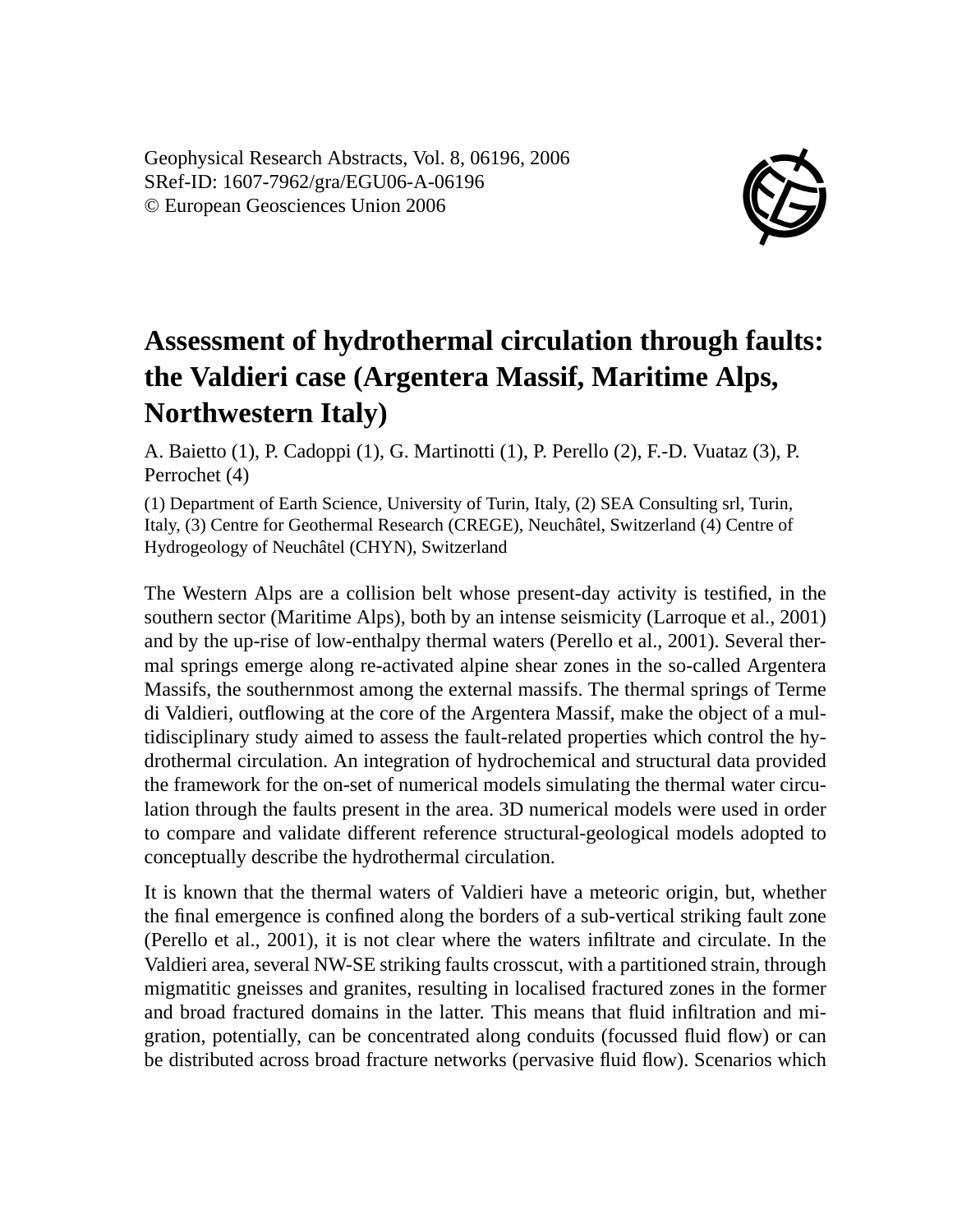# Assessment of hydrothermal circulation through faults: the Valdieri case (Argentera Massif, Maritime Alps, Northwestern Italy)

A. Baietto (1), P. Cadoppi (1), G. Martinotti (1), P. Perello (2), F.-D. Vuataz (3), P. Perrochet (4)

(1) Department of Earth Science, University of Turin, Italy, (2) SEA Consulting srl, Turin, Italy, (3) Centre for Geothermal Research (CREGE), Neuchâtel, Switzerland (4) Centre of Hydrogeology of Neuchâtel (CHYN), Switzerland

The Western Alps are a collision belt whose present-day activity is testified, in the southern sector (Maritime Alps), both by an intense seismicity (Larroque et al., 2001) and by the up-rise of low-enthalpy thermal waters (Perello et al., 2001). Several thermal springs emerge along re-activated alpine shear zones in the so-called Argentera Massifs, the southernmost among the external massifs. The thermal springs of Terme di Valdieri, outflowing at the core of the Argentera Massif, make the object of a multidisciplinary study aimed to assess the fault-related properties which control the hydrothermal circulation. An integration of hydrochemical and structural data provided the framework for the on-set of numerical models simulating the thermal water circulation through the faults present in the area. 3D numerical models were used in order to compare and validate different reference structural-geological models adopted to conceptually describe the hydrothermal circulation.

It is known that the thermal waters of Valdieri have a meteoric origin, but, whether the final emergence is confined along the borders of a sub-vertical striking fault zone (Perello et al., 2001), it is not clear where the waters infiltrate and circulate. In the Valdieri area, several NW-SE striking faults crosscut, with a partitioned strain, through migmatitic gneisses and granites, resulting in localised fractured zones in the former and broad fractured domains in the latter. This means that fluid infiltration and migration, potentially, can be concentrated along conduits (focussed fluid flow) or can be distributed across broad fracture networks (pervasive fluid flow). Scenarios which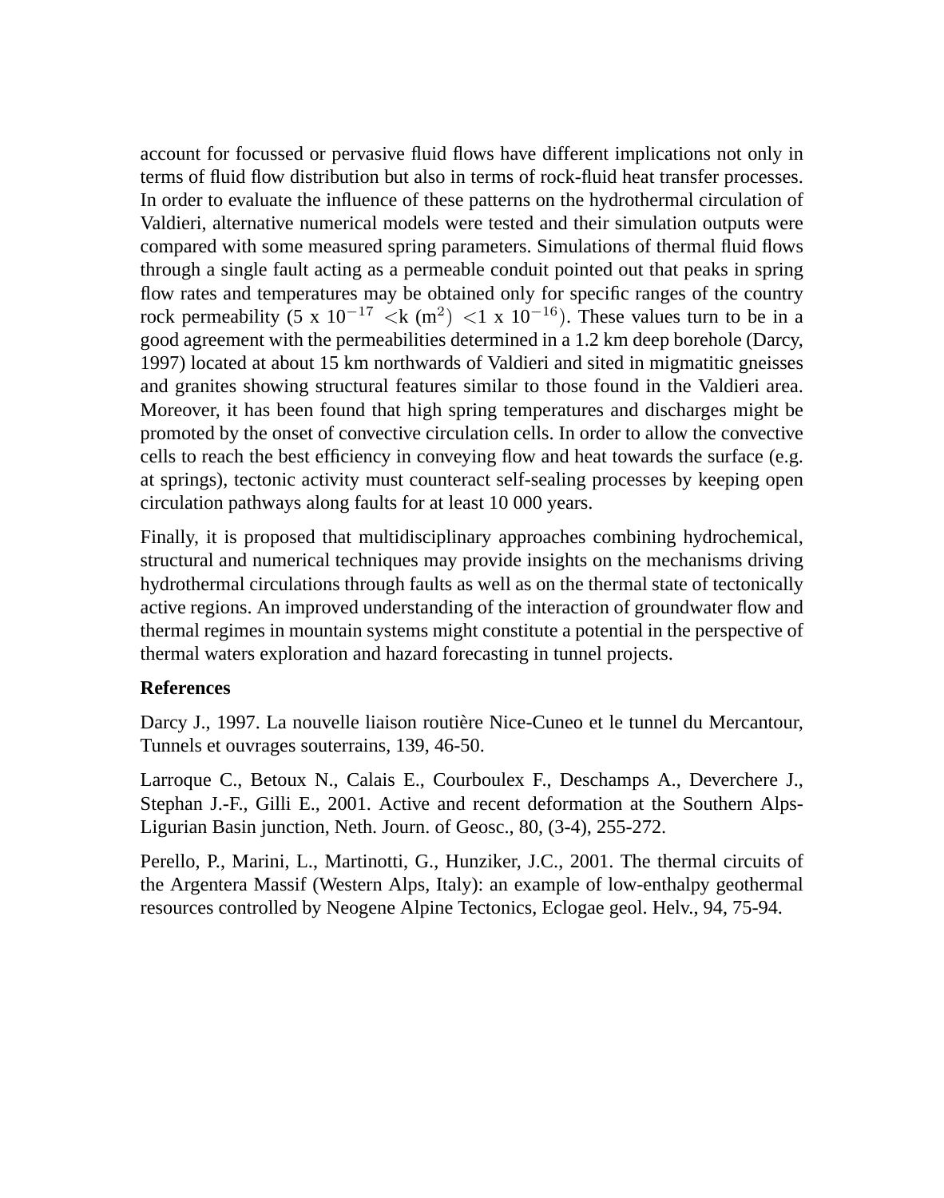account for focussed or pervasive fluid flows have different implications not only in terms of fluid flow distribution but also in terms of rock-fluid heat transfer processes. In order to evaluate the influence of these patterns on the hydrothermal circulation of Valdieri, alternative numerical models were tested and their simulation outputs were compared with some measured spring parameters. Simulations of thermal fluid flows through a single fault acting as a permeable conduit pointed out that peaks in spring flow rates and temperatures may be obtained only for specific ranges of the country rock permeability (5 x $10^{-17}$ <k ($m^2$) <1 x $10^{-16}$). These values turn to be in a good agreement with the permeabilities determined in a 1.2 km deep borehole (Darcy, 1997) located at about 15 km northwards of Valdieri and sited in migmatitic gneisses and granites showing structural features similar to those found in the Valdieri area. Moreover, it has been found that high spring temperatures and discharges might be promoted by the onset of convective circulation cells. In order to allow the convective cells to reach the best efficiency in conveying flow and heat towards the surface (e.g. at springs), tectonic activity must counteract self-sealing processes by keeping open circulation pathways along faults for at least 10 000 years.

Finally, it is proposed that multidisciplinary approaches combining hydrochemical, structural and numerical techniques may provide insights on the mechanisms driving hydrothermal circulations through faults as well as on the thermal state of tectonically active regions. An improved understanding of the interaction of groundwater flow and thermal regimes in mountain systems might constitute a potential in the perspective of thermal waters exploration and hazard forecasting in tunnel projects.

**References**

Darcy J., 1997. La nouvelle liaison routière Nice-Cuneo et le tunnel du Mercantour, Tunnels et ouvrages souterrains, 139, 46-50.

Larroque C., Betoux N., Calais E., Courboulex F., Deschamps A., Deverchere J., Stephan J.-F., Gilli E., 2001. Active and recent deformation at the Southern Alps-Ligurian Basin junction, Neth. Journ. of Geosc., 80, (3-4), 255-272.

Perello, P., Marini, L., Martinotti, G., Hunziker, J.C., 2001. The thermal circuits of the Argentera Massif (Western Alps, Italy): an example of low-enthalpy geothermal resources controlled by Neogene Alpine Tectonics, Eclogae geol. Helv., 94, 75-94.